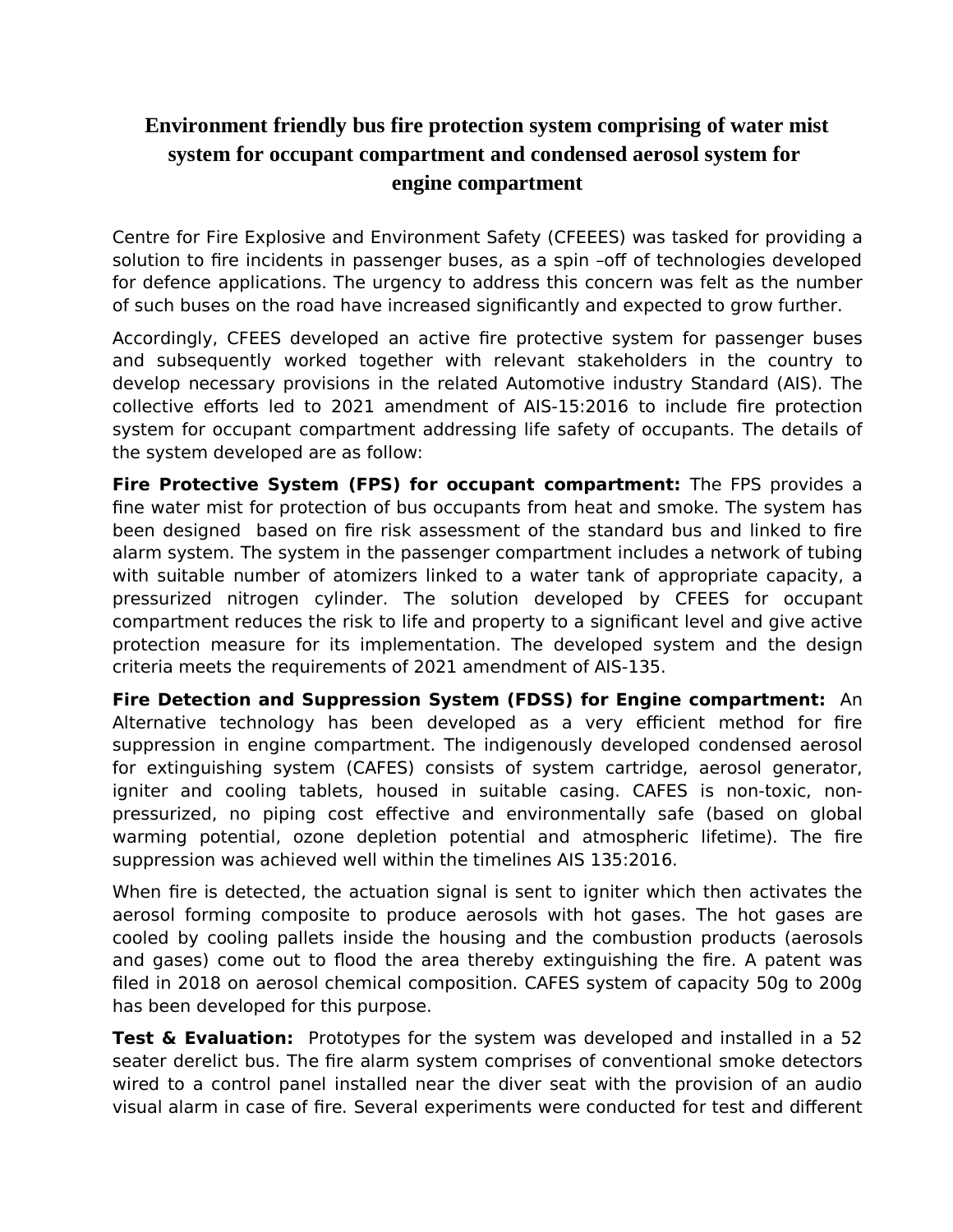# Environment friendly bus fire protection system comprising of water mist system for occupant compartment and condensed aerosol system for engine compartment

Centre for Fire Explosive and Environment Safety (CFEEES) was tasked for providing a solution to fire incidents in passenger buses, as a spin –off of technologies developed for defence applications. The urgency to address this concern was felt as the number of such buses on the road have increased significantly and expected to grow further.

Accordingly, CFEES developed an active fire protective system for passenger buses and subsequently worked together with relevant stakeholders in the country to develop necessary provisions in the related Automotive industry Standard (AIS). The collective efforts led to 2021 amendment of AIS-15:2016 to include fire protection system for occupant compartment addressing life safety of occupants. The details of the system developed are as follow:

**Fire Protective System (FPS) for occupant compartment:** The FPS provides a fine water mist for protection of bus occupants from heat and smoke. The system has been designed based on fire risk assessment of the standard bus and linked to fire alarm system. The system in the passenger compartment includes a network of tubing with suitable number of atomizers linked to a water tank of appropriate capacity, a pressurized nitrogen cylinder. The solution developed by CFEES for occupant compartment reduces the risk to life and property to a significant level and give active protection measure for its implementation. The developed system and the design criteria meets the requirements of 2021 amendment of AIS-135.

**Fire Detection and Suppression System (FDSS) for Engine compartment:** An Alternative technology has been developed as a very efficient method for fire suppression in engine compartment. The indigenously developed condensed aerosol for extinguishing system (CAFES) consists of system cartridge, aerosol generator, igniter and cooling tablets, housed in suitable casing. CAFES is non-toxic, non-pressurized, no piping cost effective and environmentally safe (based on global warming potential, ozone depletion potential and atmospheric lifetime). The fire suppression was achieved well within the timelines AIS 135:2016.

When fire is detected, the actuation signal is sent to igniter which then activates the aerosol forming composite to produce aerosols with hot gases. The hot gases are cooled by cooling pallets inside the housing and the combustion products (aerosols and gases) come out to flood the area thereby extinguishing the fire. A patent was filed in 2018 on aerosol chemical composition. CAFES system of capacity 50g to 200g has been developed for this purpose.

**Test & Evaluation:** Prototypes for the system was developed and installed in a 52 seater derelict bus. The fire alarm system comprises of conventional smoke detectors wired to a control panel installed near the diver seat with the provision of an audio visual alarm in case of fire. Several experiments were conducted for test and different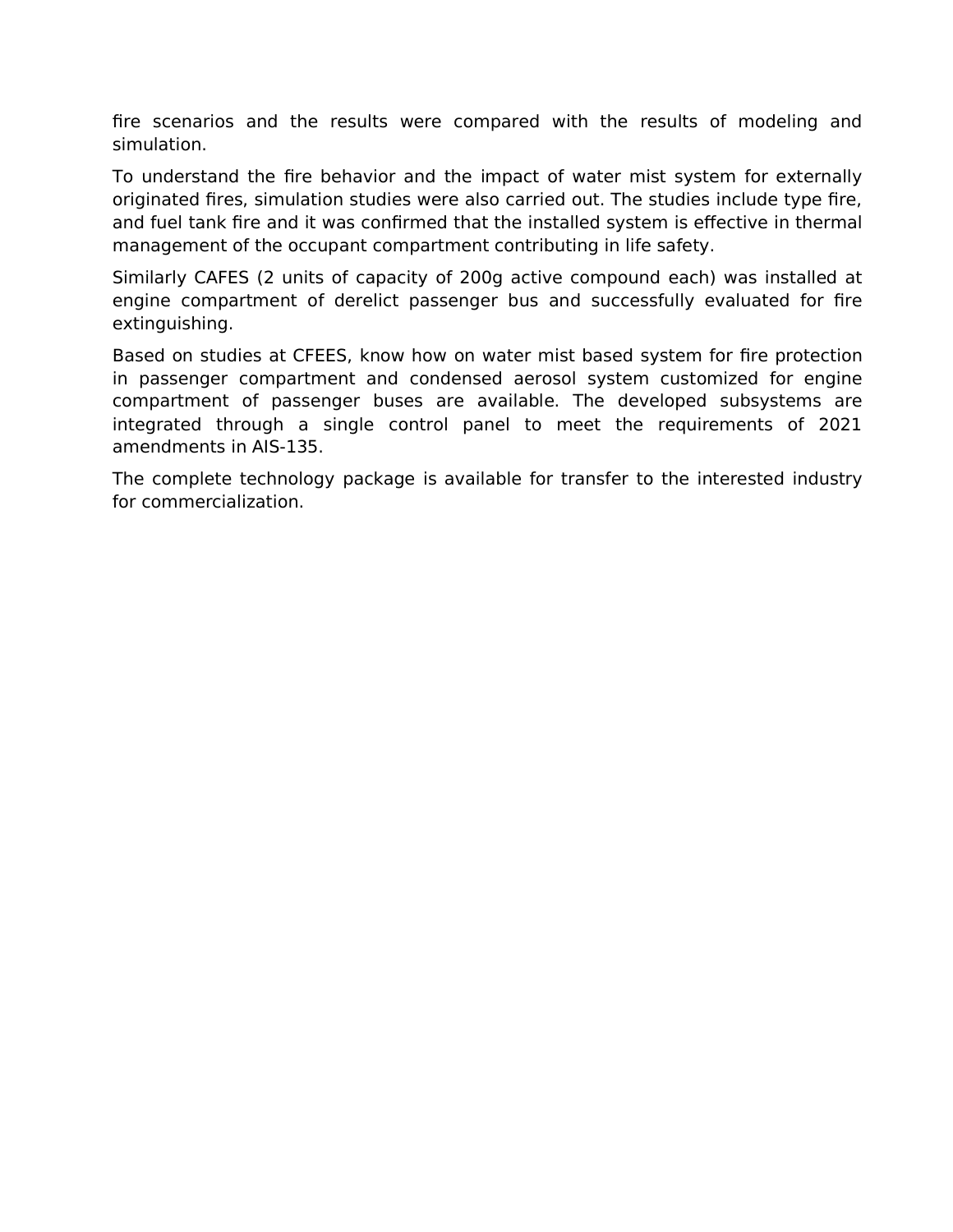fire scenarios and the results were compared with the results of modeling and simulation.

To understand the fire behavior and the impact of water mist system for externally originated fires, simulation studies were also carried out. The studies include type fire, and fuel tank fire and it was confirmed that the installed system is effective in thermal management of the occupant compartment contributing in life safety.

Similarly CAFES (2 units of capacity of 200g active compound each) was installed at engine compartment of derelict passenger bus and successfully evaluated for fire extinguishing.

Based on studies at CFEES, know how on water mist based system for fire protection in passenger compartment and condensed aerosol system customized for engine compartment of passenger buses are available. The developed subsystems are integrated through a single control panel to meet the requirements of 2021 amendments in AIS-135.

The complete technology package is available for transfer to the interested industry for commercialization.